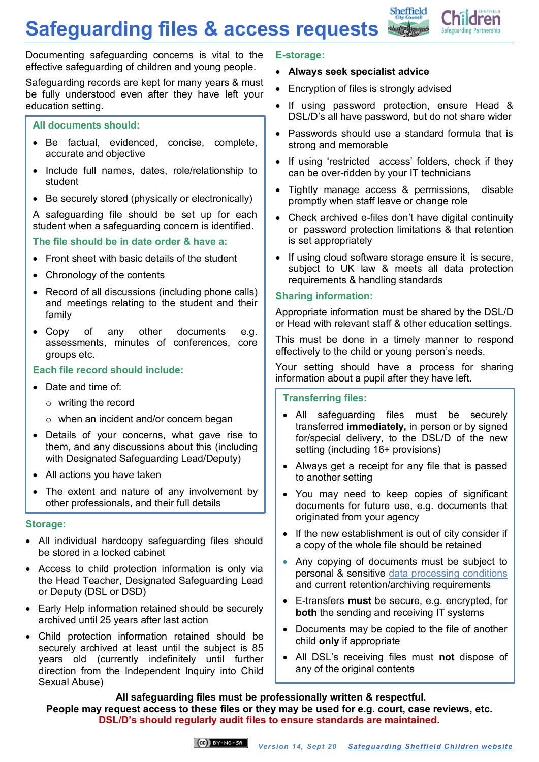# Safeguarding files & access requests

Documenting safeguarding concerns is vital to the effective safeguarding of children and young people.

Safeguarding records are kept for many years & must be fully understood even after they have left your education setting.

### All documents should:

- Be factual, evidenced, concise, complete, accurate and objective
- Include full names, dates, role/relationship to student
- Be securely stored (physically or electronically)

A safeguarding file should be set up for each student when a safeguarding concern is identified.

### The file should be in date order & have a:

- Front sheet with basic details of the student
- Chronology of the contents
- Record of all discussions (including phone calls) and meetings relating to the student and their family
- Copy of any other documents e.g. assessments, minutes of conferences, core groups etc.

### Each file record should include:

- Date and time of:
  - writing the record
  - when an incident and/or concern began
- Details of your concerns, what gave rise to them, and any discussions about this (including with Designated Safeguarding Lead/Deputy)
- All actions you have taken
- The extent and nature of any involvement by other professionals, and their full details

### Storage:

- All individual hardcopy safeguarding files should be stored in a locked cabinet
- Access to child protection information is only via the Head Teacher, Designated Safeguarding Lead or Deputy (DSL or DSD)
- Early Help information retained should be securely archived until 25 years after last action
- Child protection information retained should be securely archived at least until the subject is 85 years old (currently indefinitely until further direction from the Independent Inquiry into Child Sexual Abuse)

### E-storage:

- **Always seek specialist advice**
- Encryption of files is strongly advised
- If using password protection, ensure Head & DSL/D's all have password, but do not share wider
- Passwords should use a standard formula that is strong and memorable
- If using 'restricted access' folders, check if they can be over-ridden by your IT technicians
- Tightly manage access & permissions, disable promptly when staff leave or change role
- Check archived e-files don't have digital continuity or password protection limitations & that retention is set appropriately
- If using cloud software storage ensure it is secure, subject to UK law & meets all data protection requirements & handling standards

### Sharing information:

Appropriate information must be shared by the DSL/D or Head with relevant staff & other education settings.

This must be done in a timely manner to respond effectively to the child or young person's needs.

Your setting should have a process for sharing information about a pupil after they have left.

### Transferring files:

- All safeguarding files must be securely transferred **immediately,** in person or by signed for/special delivery, to the DSL/D of the new setting (including 16+ provisions)
- Always get a receipt for any file that is passed to another setting
- You may need to keep copies of significant documents for future use, e.g. documents that originated from your agency
- If the new establishment is out of city consider if a copy of the whole file should be retained
- Any copying of documents must be subject to personal & sensitive data processing conditions and current retention/archiving requirements
- E-transfers **must** be secure, e.g. encrypted, for **both** the sending and receiving IT systems
- Documents may be copied to the file of another child **only** if appropriate
- All DSL's receiving files must **not** dispose of any of the original contents

**All safeguarding files must be professionally written & respectful.**
**People may request access to these files or they may be used for e.g. court, case reviews, etc.**
**DSL/D's should regularly audit files to ensure standards are maintained.**

*Version 14, Sept 20* *Safeguarding Sheffield Children website*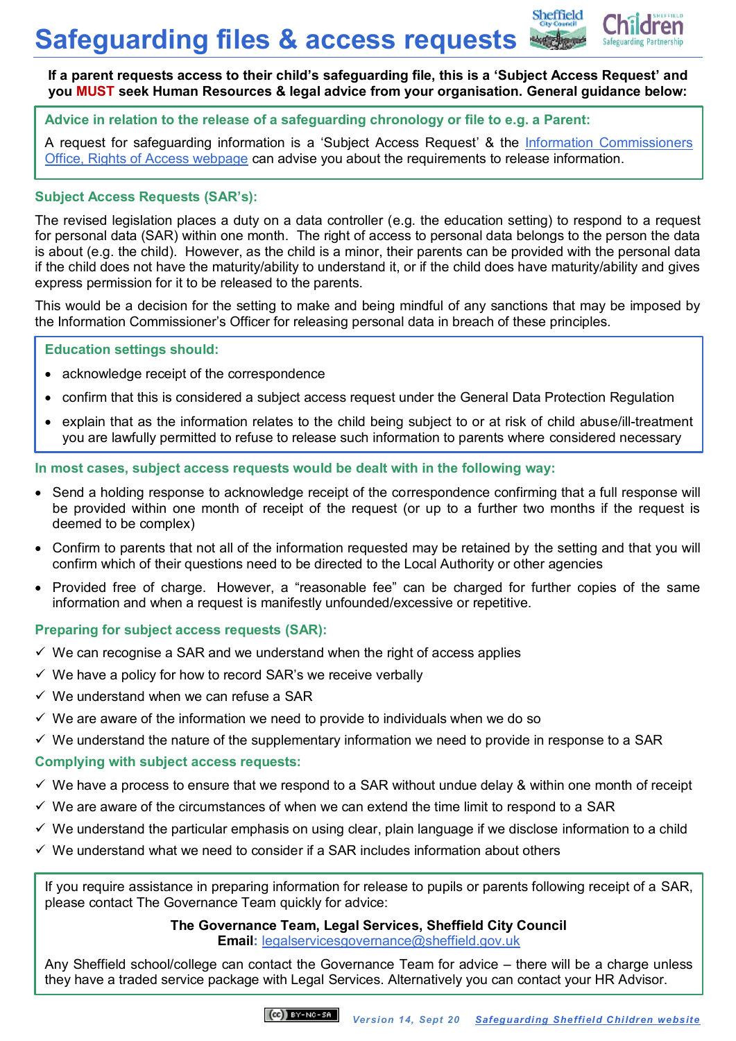# Safeguarding files & access requests

**If a parent requests access to their child's safeguarding file, this is a 'Subject Access Request' and you MUST seek Human Resources & legal advice from your organisation. General guidance below:**

### Advice in relation to the release of a safeguarding chronology or file to e.g. a Parent:

A request for safeguarding information is a 'Subject Access Request' & the Information Commissioners Office, Rights of Access webpage can advise you about the requirements to release information.

### Subject Access Requests (SAR's):

The revised legislation places a duty on a data controller (e.g. the education setting) to respond to a request for personal data (SAR) within one month. The right of access to personal data belongs to the person the data is about (e.g. the child). However, as the child is a minor, their parents can be provided with the personal data if the child does not have the maturity/ability to understand it, or if the child does have maturity/ability and gives express permission for it to be released to the parents.

This would be a decision for the setting to make and being mindful of any sanctions that may be imposed by the Information Commissioner's Officer for releasing personal data in breach of these principles.

### Education settings should:

- acknowledge receipt of the correspondence
- confirm that this is considered a subject access request under the General Data Protection Regulation
- explain that as the information relates to the child being subject to or at risk of child abuse/ill-treatment you are lawfully permitted to refuse to release such information to parents where considered necessary

### In most cases, subject access requests would be dealt with in the following way:

- Send a holding response to acknowledge receipt of the correspondence confirming that a full response will be provided within one month of receipt of the request (or up to a further two months if the request is deemed to be complex)
- Confirm to parents that not all of the information requested may be retained by the setting and that you will confirm which of their questions need to be directed to the Local Authority or other agencies
- Provided free of charge. However, a "reasonable fee" can be charged for further copies of the same information and when a request is manifestly unfounded/excessive or repetitive.

### Preparing for subject access requests (SAR):

- ✓ We can recognise a SAR and we understand when the right of access applies
- ✓ We have a policy for how to record SAR's we receive verbally
- ✓ We understand when we can refuse a SAR
- ✓ We are aware of the information we need to provide to individuals when we do so
- ✓ We understand the nature of the supplementary information we need to provide in response to a SAR

### Complying with subject access requests:

- ✓ We have a process to ensure that we respond to a SAR without undue delay & within one month of receipt
- ✓ We are aware of the circumstances of when we can extend the time limit to respond to a SAR
- ✓ We understand the particular emphasis on using clear, plain language if we disclose information to a child
- ✓ We understand what we need to consider if a SAR includes information about others

If you require assistance in preparing information for release to pupils or parents following receipt of a SAR, please contact The Governance Team quickly for advice:

**The Governance Team, Legal Services, Sheffield City Council**
**Email:** legalservicesgovernance@sheffield.gov.uk

Any Sheffield school/college can contact the Governance Team for advice – there will be a charge unless they have a traded service package with Legal Services. Alternatively you can contact your HR Advisor.

*Version 14, Sept 20* *Safeguarding Sheffield Children website*